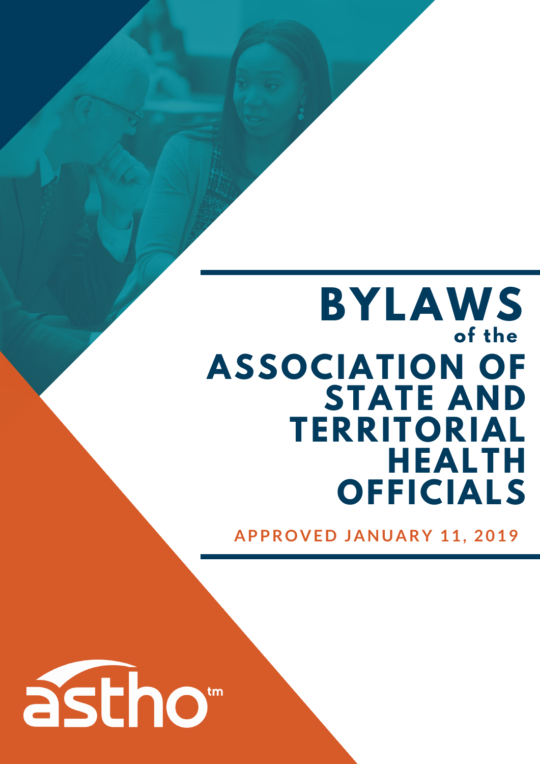# BYLAWS of the ASSOCIATION OF STATE AND TERRITORIAL HEALTH OFFICIALS

**APPROVED JANUARY 11, 2019**

astho™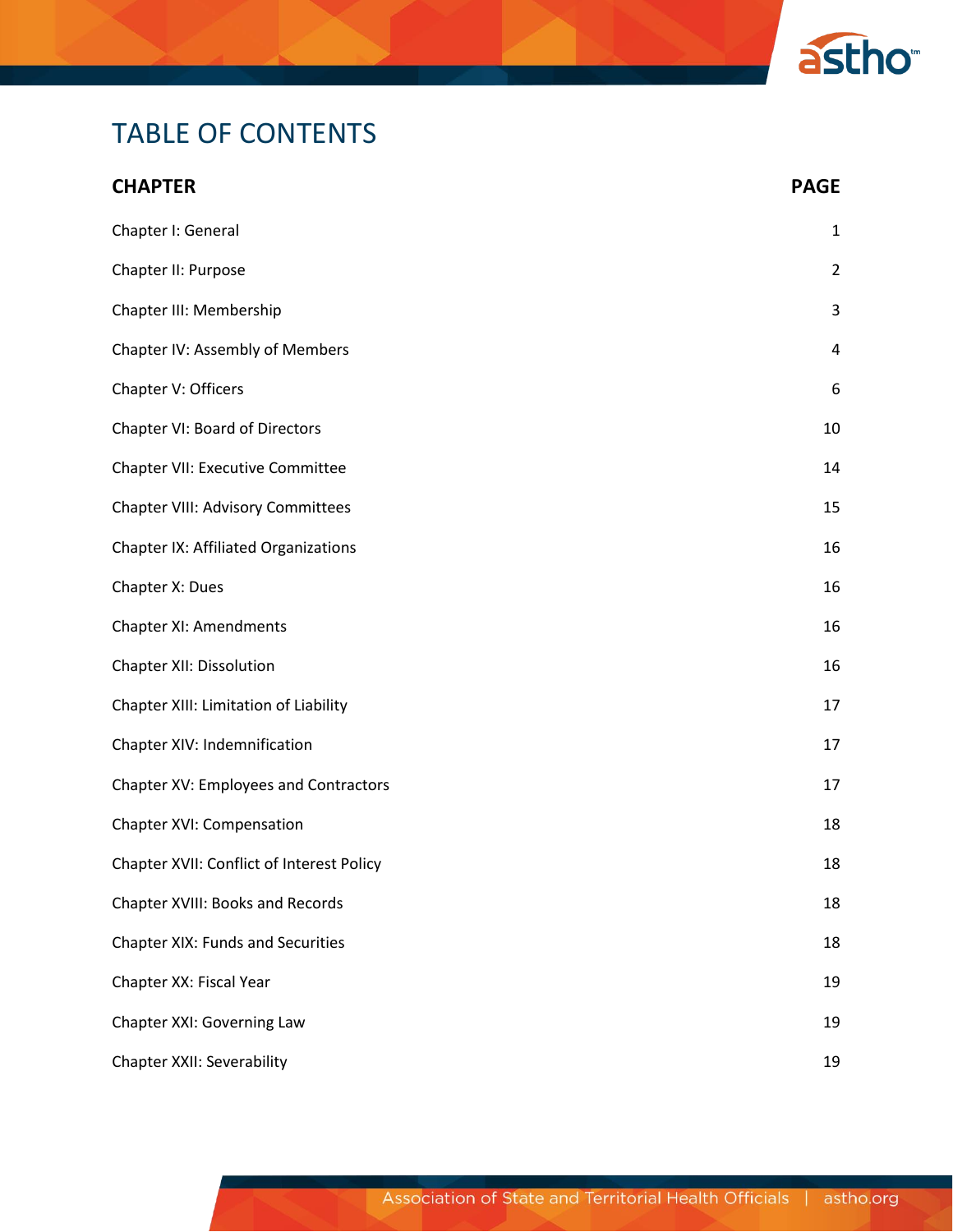# TABLE OF CONTENTS

| CHAPTER | PAGE |
|---|---|
| Chapter I: General | 1 |
| Chapter II: Purpose | 2 |
| Chapter III: Membership | 3 |
| Chapter IV: Assembly of Members | 4 |
| Chapter V: Officers | 6 |
| Chapter VI: Board of Directors | 10 |
| Chapter VII: Executive Committee | 14 |
| Chapter VIII: Advisory Committees | 15 |
| Chapter IX: Affiliated Organizations | 16 |
| Chapter X: Dues | 16 |
| Chapter XI: Amendments | 16 |
| Chapter XII: Dissolution | 16 |
| Chapter XIII: Limitation of Liability | 17 |
| Chapter XIV: Indemnification | 17 |
| Chapter XV: Employees and Contractors | 17 |
| Chapter XVI: Compensation | 18 |
| Chapter XVII: Conflict of Interest Policy | 18 |
| Chapter XVIII: Books and Records | 18 |
| Chapter XIX: Funds and Securities | 18 |
| Chapter XX: Fiscal Year | 19 |
| Chapter XXI: Governing Law | 19 |
| Chapter XXII: Severability | 19 |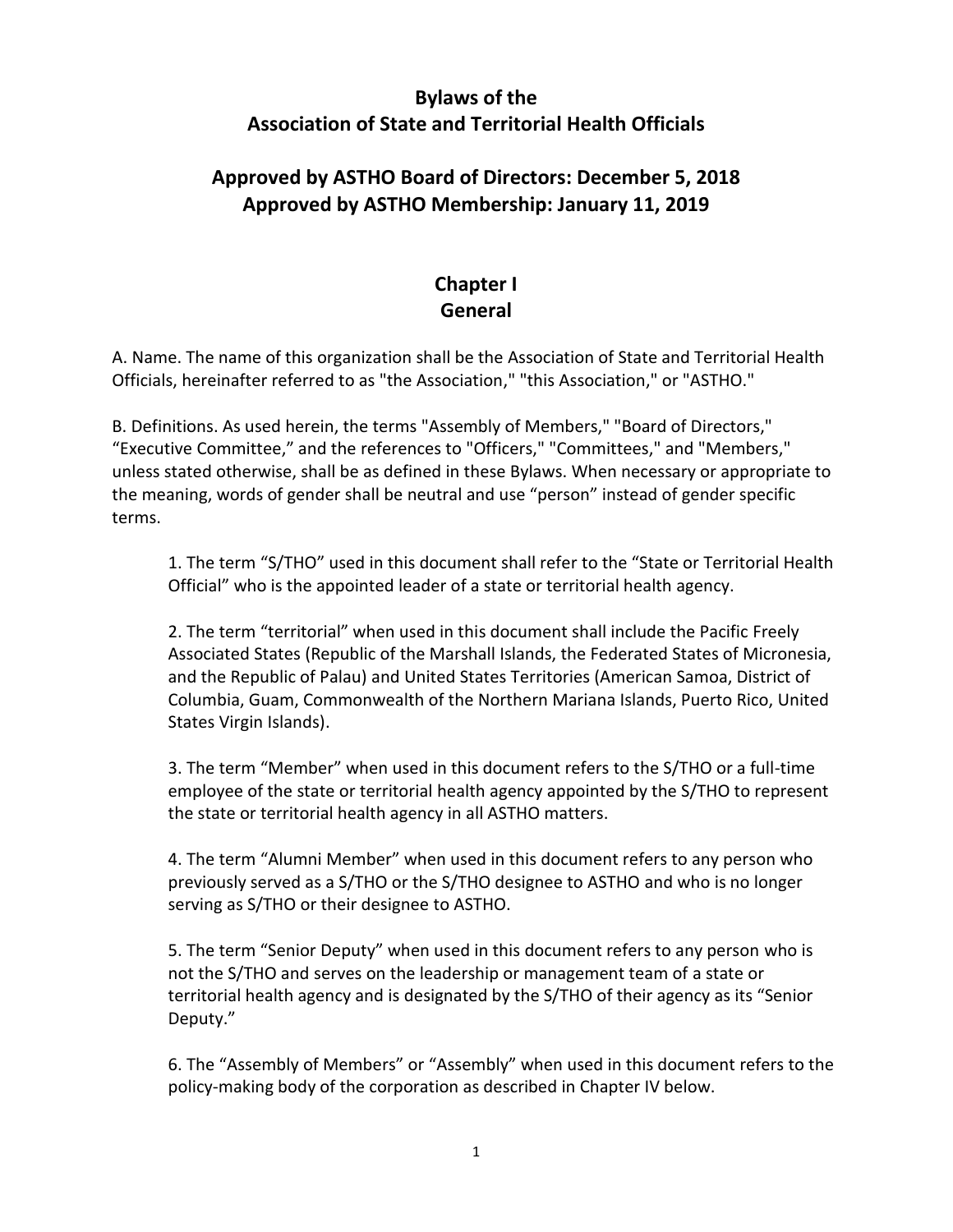# Bylaws of the Association of State and Territorial Health Officials

## Approved by ASTHO Board of Directors: December 5, 2018
## Approved by ASTHO Membership: January 11, 2019

## Chapter I
## General

A. Name. The name of this organization shall be the Association of State and Territorial Health Officials, hereinafter referred to as "the Association," "this Association," or "ASTHO."

B. Definitions. As used herein, the terms "Assembly of Members," "Board of Directors," "Executive Committee," and the references to "Officers," "Committees," and "Members," unless stated otherwise, shall be as defined in these Bylaws. When necessary or appropriate to the meaning, words of gender shall be neutral and use "person" instead of gender specific terms.

1. The term "S/THO" used in this document shall refer to the "State or Territorial Health Official" who is the appointed leader of a state or territorial health agency.

2. The term "territorial" when used in this document shall include the Pacific Freely Associated States (Republic of the Marshall Islands, the Federated States of Micronesia, and the Republic of Palau) and United States Territories (American Samoa, District of Columbia, Guam, Commonwealth of the Northern Mariana Islands, Puerto Rico, United States Virgin Islands).

3. The term "Member" when used in this document refers to the S/THO or a full-time employee of the state or territorial health agency appointed by the S/THO to represent the state or territorial health agency in all ASTHO matters.

4. The term "Alumni Member" when used in this document refers to any person who previously served as a S/THO or the S/THO designee to ASTHO and who is no longer serving as S/THO or their designee to ASTHO.

5. The term "Senior Deputy" when used in this document refers to any person who is not the S/THO and serves on the leadership or management team of a state or territorial health agency and is designated by the S/THO of their agency as its "Senior Deputy."

6. The "Assembly of Members" or "Assembly" when used in this document refers to the policy-making body of the corporation as described in Chapter IV below.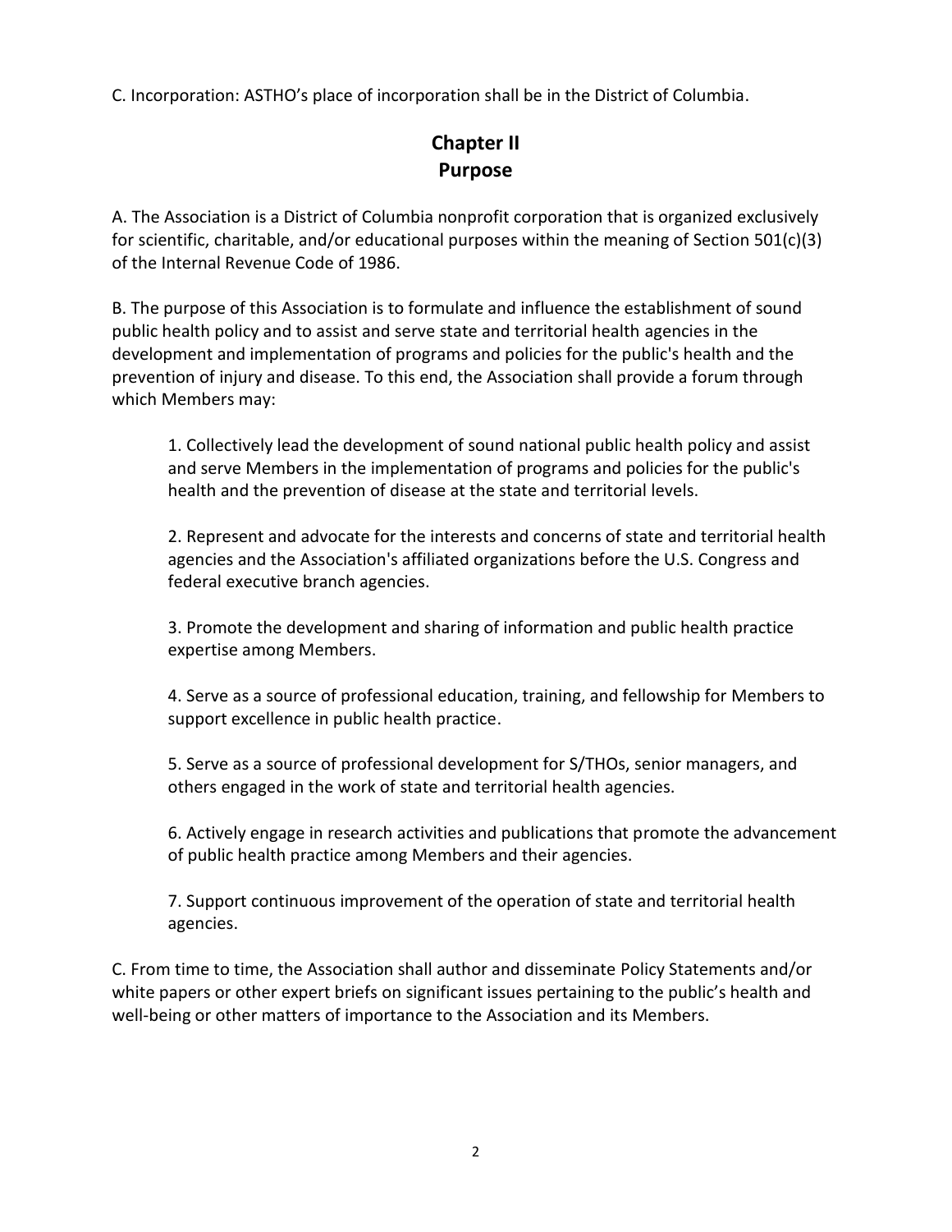C. Incorporation: ASTHO's place of incorporation shall be in the District of Columbia.

## Chapter II
## Purpose

A. The Association is a District of Columbia nonprofit corporation that is organized exclusively for scientific, charitable, and/or educational purposes within the meaning of Section 501(c)(3) of the Internal Revenue Code of 1986.

B. The purpose of this Association is to formulate and influence the establishment of sound public health policy and to assist and serve state and territorial health agencies in the development and implementation of programs and policies for the public's health and the prevention of injury and disease. To this end, the Association shall provide a forum through which Members may:

1. Collectively lead the development of sound national public health policy and assist and serve Members in the implementation of programs and policies for the public's health and the prevention of disease at the state and territorial levels.

2. Represent and advocate for the interests and concerns of state and territorial health agencies and the Association's affiliated organizations before the U.S. Congress and federal executive branch agencies.

3. Promote the development and sharing of information and public health practice expertise among Members.

4. Serve as a source of professional education, training, and fellowship for Members to support excellence in public health practice.

5. Serve as a source of professional development for S/THOs, senior managers, and others engaged in the work of state and territorial health agencies.

6. Actively engage in research activities and publications that promote the advancement of public health practice among Members and their agencies.

7. Support continuous improvement of the operation of state and territorial health agencies.

C. From time to time, the Association shall author and disseminate Policy Statements and/or white papers or other expert briefs on significant issues pertaining to the public's health and well-being or other matters of importance to the Association and its Members.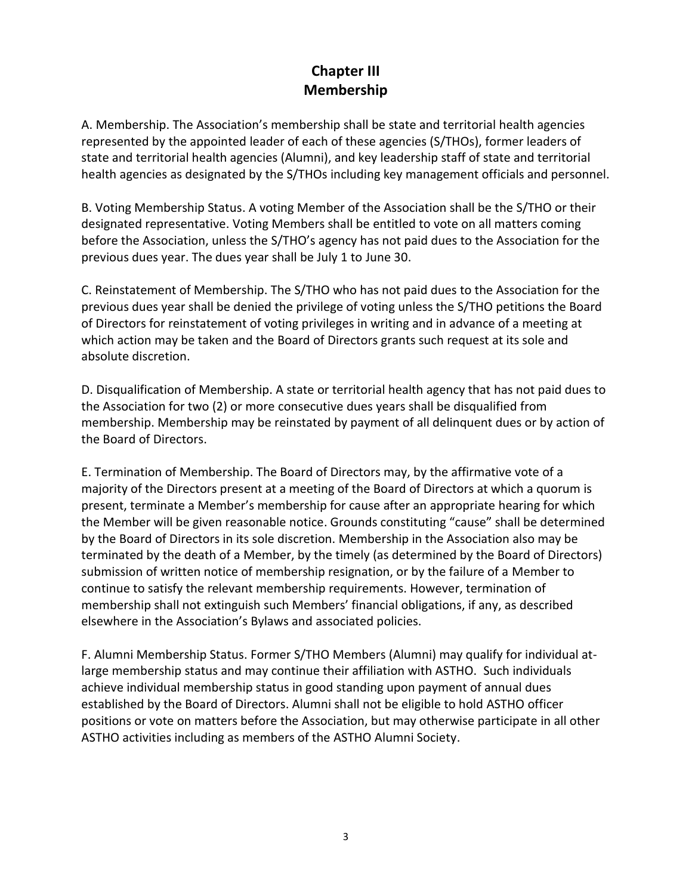# Chapter III
# Membership

A. Membership. The Association's membership shall be state and territorial health agencies represented by the appointed leader of each of these agencies (S/THOs), former leaders of state and territorial health agencies (Alumni), and key leadership staff of state and territorial health agencies as designated by the S/THOs including key management officials and personnel.

B. Voting Membership Status. A voting Member of the Association shall be the S/THO or their designated representative. Voting Members shall be entitled to vote on all matters coming before the Association, unless the S/THO's agency has not paid dues to the Association for the previous dues year. The dues year shall be July 1 to June 30.

C. Reinstatement of Membership. The S/THO who has not paid dues to the Association for the previous dues year shall be denied the privilege of voting unless the S/THO petitions the Board of Directors for reinstatement of voting privileges in writing and in advance of a meeting at which action may be taken and the Board of Directors grants such request at its sole and absolute discretion.

D. Disqualification of Membership. A state or territorial health agency that has not paid dues to the Association for two (2) or more consecutive dues years shall be disqualified from membership. Membership may be reinstated by payment of all delinquent dues or by action of the Board of Directors.

E. Termination of Membership. The Board of Directors may, by the affirmative vote of a majority of the Directors present at a meeting of the Board of Directors at which a quorum is present, terminate a Member's membership for cause after an appropriate hearing for which the Member will be given reasonable notice. Grounds constituting "cause" shall be determined by the Board of Directors in its sole discretion. Membership in the Association also may be terminated by the death of a Member, by the timely (as determined by the Board of Directors) submission of written notice of membership resignation, or by the failure of a Member to continue to satisfy the relevant membership requirements. However, termination of membership shall not extinguish such Members' financial obligations, if any, as described elsewhere in the Association's Bylaws and associated policies.

F. Alumni Membership Status. Former S/THO Members (Alumni) may qualify for individual at-large membership status and may continue their affiliation with ASTHO. Such individuals achieve individual membership status in good standing upon payment of annual dues established by the Board of Directors. Alumni shall not be eligible to hold ASTHO officer positions or vote on matters before the Association, but may otherwise participate in all other ASTHO activities including as members of the ASTHO Alumni Society.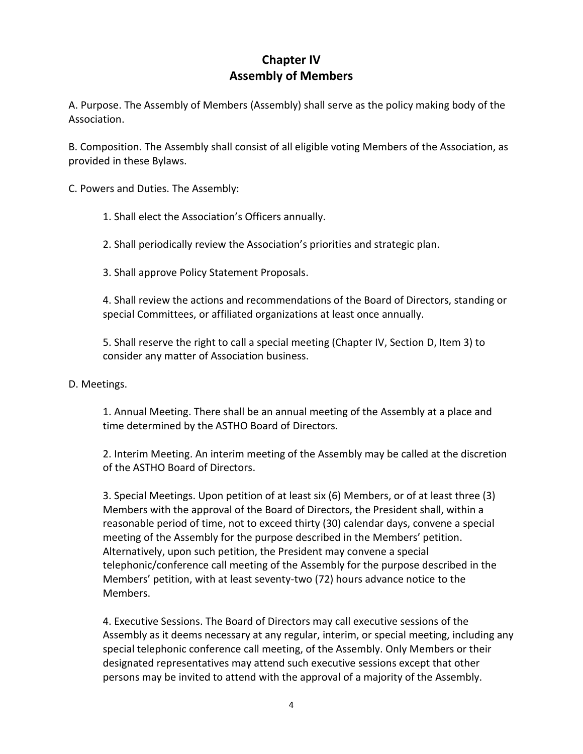# Chapter IV
# Assembly of Members

A. Purpose. The Assembly of Members (Assembly) shall serve as the policy making body of the Association.

B. Composition. The Assembly shall consist of all eligible voting Members of the Association, as provided in these Bylaws.

C. Powers and Duties. The Assembly:

1. Shall elect the Association's Officers annually.

2. Shall periodically review the Association's priorities and strategic plan.

3. Shall approve Policy Statement Proposals.

4. Shall review the actions and recommendations of the Board of Directors, standing or special Committees, or affiliated organizations at least once annually.

5. Shall reserve the right to call a special meeting (Chapter IV, Section D, Item 3) to consider any matter of Association business.

D. Meetings.

1. Annual Meeting. There shall be an annual meeting of the Assembly at a place and time determined by the ASTHO Board of Directors.

2. Interim Meeting. An interim meeting of the Assembly may be called at the discretion of the ASTHO Board of Directors.

3. Special Meetings. Upon petition of at least six (6) Members, or of at least three (3) Members with the approval of the Board of Directors, the President shall, within a reasonable period of time, not to exceed thirty (30) calendar days, convene a special meeting of the Assembly for the purpose described in the Members' petition. Alternatively, upon such petition, the President may convene a special telephonic/conference call meeting of the Assembly for the purpose described in the Members' petition, with at least seventy-two (72) hours advance notice to the Members.

4. Executive Sessions. The Board of Directors may call executive sessions of the Assembly as it deems necessary at any regular, interim, or special meeting, including any special telephonic conference call meeting, of the Assembly. Only Members or their designated representatives may attend such executive sessions except that other persons may be invited to attend with the approval of a majority of the Assembly.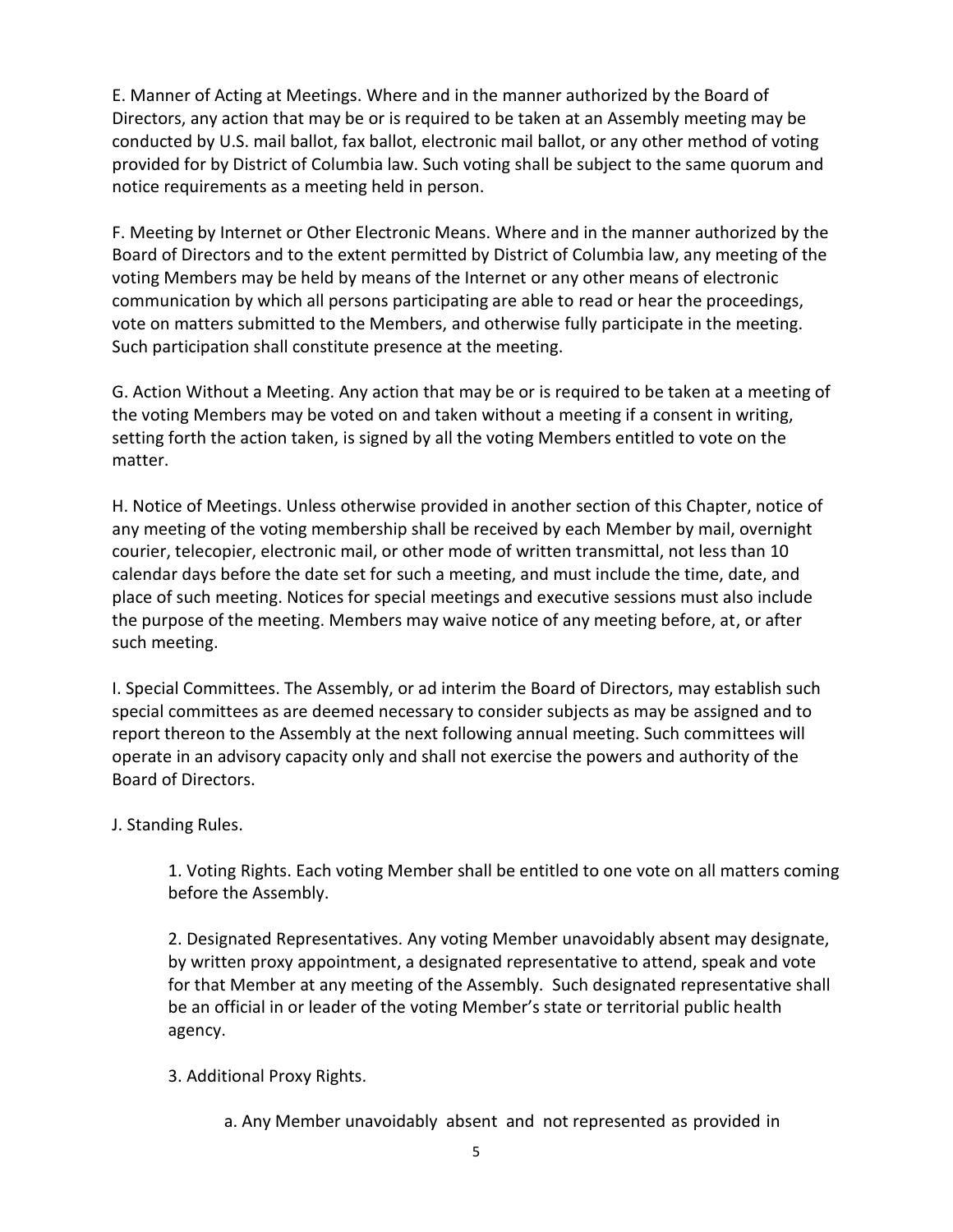E. Manner of Acting at Meetings. Where and in the manner authorized by the Board of Directors, any action that may be or is required to be taken at an Assembly meeting may be conducted by U.S. mail ballot, fax ballot, electronic mail ballot, or any other method of voting provided for by District of Columbia law. Such voting shall be subject to the same quorum and notice requirements as a meeting held in person.

F. Meeting by Internet or Other Electronic Means. Where and in the manner authorized by the Board of Directors and to the extent permitted by District of Columbia law, any meeting of the voting Members may be held by means of the Internet or any other means of electronic communication by which all persons participating are able to read or hear the proceedings, vote on matters submitted to the Members, and otherwise fully participate in the meeting. Such participation shall constitute presence at the meeting.

G. Action Without a Meeting. Any action that may be or is required to be taken at a meeting of the voting Members may be voted on and taken without a meeting if a consent in writing, setting forth the action taken, is signed by all the voting Members entitled to vote on the matter.

H. Notice of Meetings. Unless otherwise provided in another section of this Chapter, notice of any meeting of the voting membership shall be received by each Member by mail, overnight courier, telecopier, electronic mail, or other mode of written transmittal, not less than 10 calendar days before the date set for such a meeting, and must include the time, date, and place of such meeting. Notices for special meetings and executive sessions must also include the purpose of the meeting. Members may waive notice of any meeting before, at, or after such meeting.

I. Special Committees. The Assembly, or ad interim the Board of Directors, may establish such special committees as are deemed necessary to consider subjects as may be assigned and to report thereon to the Assembly at the next following annual meeting. Such committees will operate in an advisory capacity only and shall not exercise the powers and authority of the Board of Directors.

J. Standing Rules.

1. Voting Rights. Each voting Member shall be entitled to one vote on all matters coming before the Assembly.

2. Designated Representatives. Any voting Member unavoidably absent may designate, by written proxy appointment, a designated representative to attend, speak and vote for that Member at any meeting of the Assembly. Such designated representative shall be an official in or leader of the voting Member's state or territorial public health agency.

3. Additional Proxy Rights.

a. Any Member unavoidably absent and not represented as provided in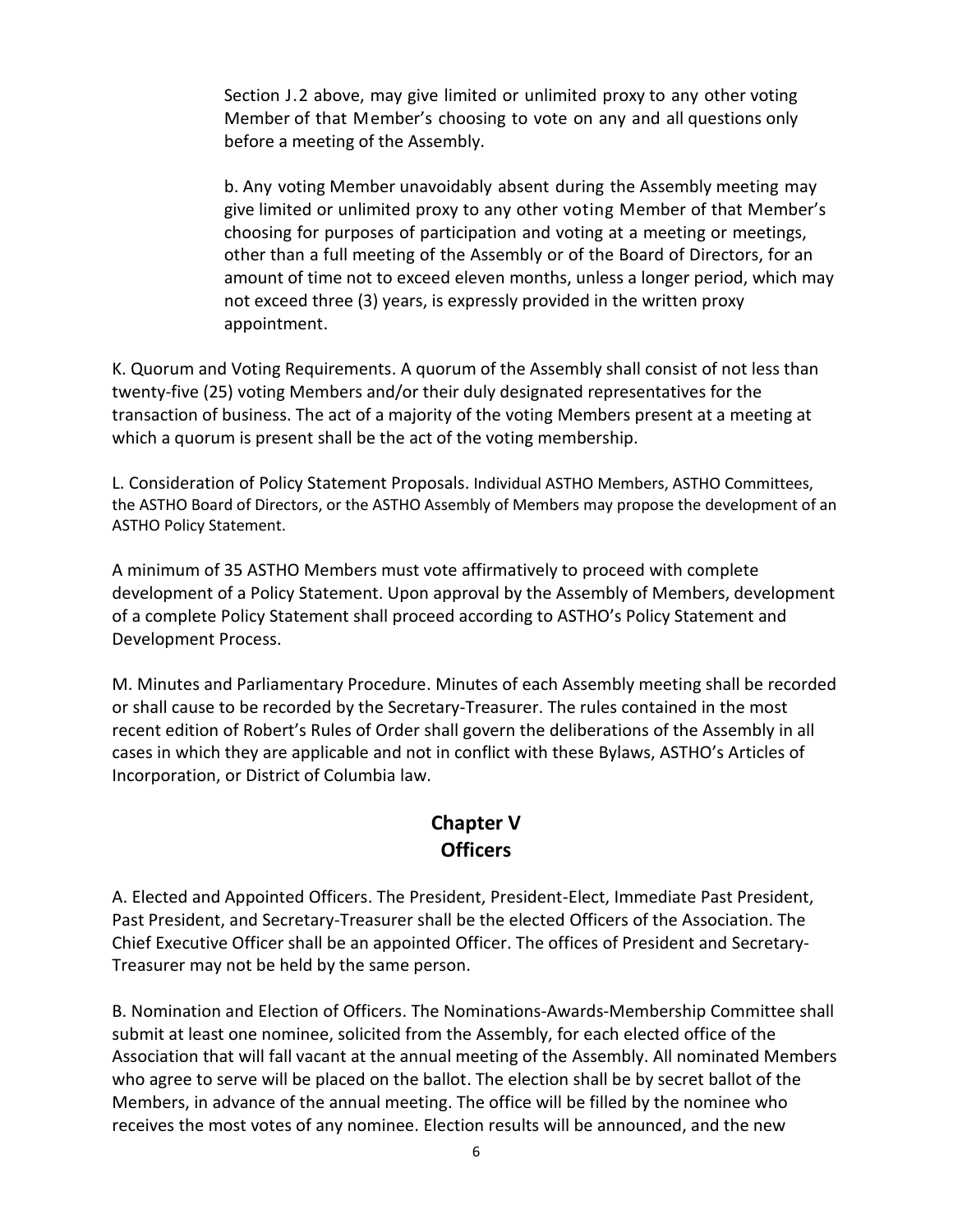Section J.2 above, may give limited or unlimited proxy to any other voting Member of that Member's choosing to vote on any and all questions only before a meeting of the Assembly.

b. Any voting Member unavoidably absent during the Assembly meeting may give limited or unlimited proxy to any other voting Member of that Member's choosing for purposes of participation and voting at a meeting or meetings, other than a full meeting of the Assembly or of the Board of Directors, for an amount of time not to exceed eleven months, unless a longer period, which may not exceed three (3) years, is expressly provided in the written proxy appointment.

K. Quorum and Voting Requirements. A quorum of the Assembly shall consist of not less than twenty-five (25) voting Members and/or their duly designated representatives for the transaction of business. The act of a majority of the voting Members present at a meeting at which a quorum is present shall be the act of the voting membership.

L. Consideration of Policy Statement Proposals. Individual ASTHO Members, ASTHO Committees, the ASTHO Board of Directors, or the ASTHO Assembly of Members may propose the development of an ASTHO Policy Statement.

A minimum of 35 ASTHO Members must vote affirmatively to proceed with complete development of a Policy Statement. Upon approval by the Assembly of Members, development of a complete Policy Statement shall proceed according to ASTHO's Policy Statement and Development Process.

M. Minutes and Parliamentary Procedure. Minutes of each Assembly meeting shall be recorded or shall cause to be recorded by the Secretary-Treasurer. The rules contained in the most recent edition of Robert's Rules of Order shall govern the deliberations of the Assembly in all cases in which they are applicable and not in conflict with these Bylaws, ASTHO's Articles of Incorporation, or District of Columbia law.

## Chapter V
## Officers

A. Elected and Appointed Officers. The President, President-Elect, Immediate Past President, Past President, and Secretary-Treasurer shall be the elected Officers of the Association. The Chief Executive Officer shall be an appointed Officer. The offices of President and Secretary-Treasurer may not be held by the same person.

B. Nomination and Election of Officers. The Nominations-Awards-Membership Committee shall submit at least one nominee, solicited from the Assembly, for each elected office of the Association that will fall vacant at the annual meeting of the Assembly. All nominated Members who agree to serve will be placed on the ballot. The election shall be by secret ballot of the Members, in advance of the annual meeting. The office will be filled by the nominee who receives the most votes of any nominee. Election results will be announced, and the new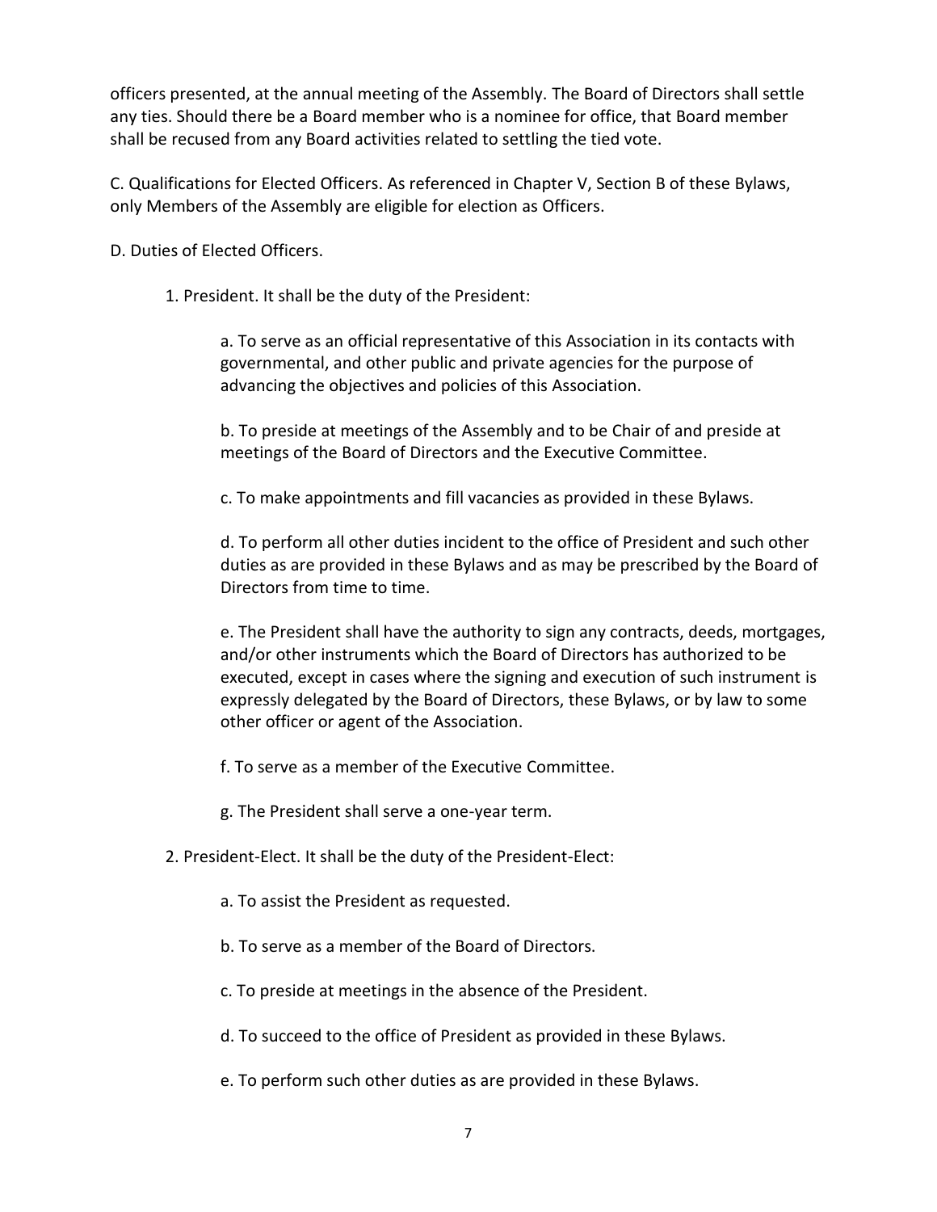officers presented, at the annual meeting of the Assembly. The Board of Directors shall settle any ties. Should there be a Board member who is a nominee for office, that Board member shall be recused from any Board activities related to settling the tied vote.

C. Qualifications for Elected Officers. As referenced in Chapter V, Section B of these Bylaws, only Members of the Assembly are eligible for election as Officers.

D. Duties of Elected Officers.

1. President. It shall be the duty of the President:

    a. To serve as an official representative of this Association in its contacts with governmental, and other public and private agencies for the purpose of advancing the objectives and policies of this Association.

    b. To preside at meetings of the Assembly and to be Chair of and preside at meetings of the Board of Directors and the Executive Committee.

    c. To make appointments and fill vacancies as provided in these Bylaws.

    d. To perform all other duties incident to the office of President and such other duties as are provided in these Bylaws and as may be prescribed by the Board of Directors from time to time.

    e. The President shall have the authority to sign any contracts, deeds, mortgages, and/or other instruments which the Board of Directors has authorized to be executed, except in cases where the signing and execution of such instrument is expressly delegated by the Board of Directors, these Bylaws, or by law to some other officer or agent of the Association.

    f. To serve as a member of the Executive Committee.

    g. The President shall serve a one-year term.

2. President-Elect. It shall be the duty of the President-Elect:

    a. To assist the President as requested.

    b. To serve as a member of the Board of Directors.

    c. To preside at meetings in the absence of the President.

    d. To succeed to the office of President as provided in these Bylaws.

    e. To perform such other duties as are provided in these Bylaws.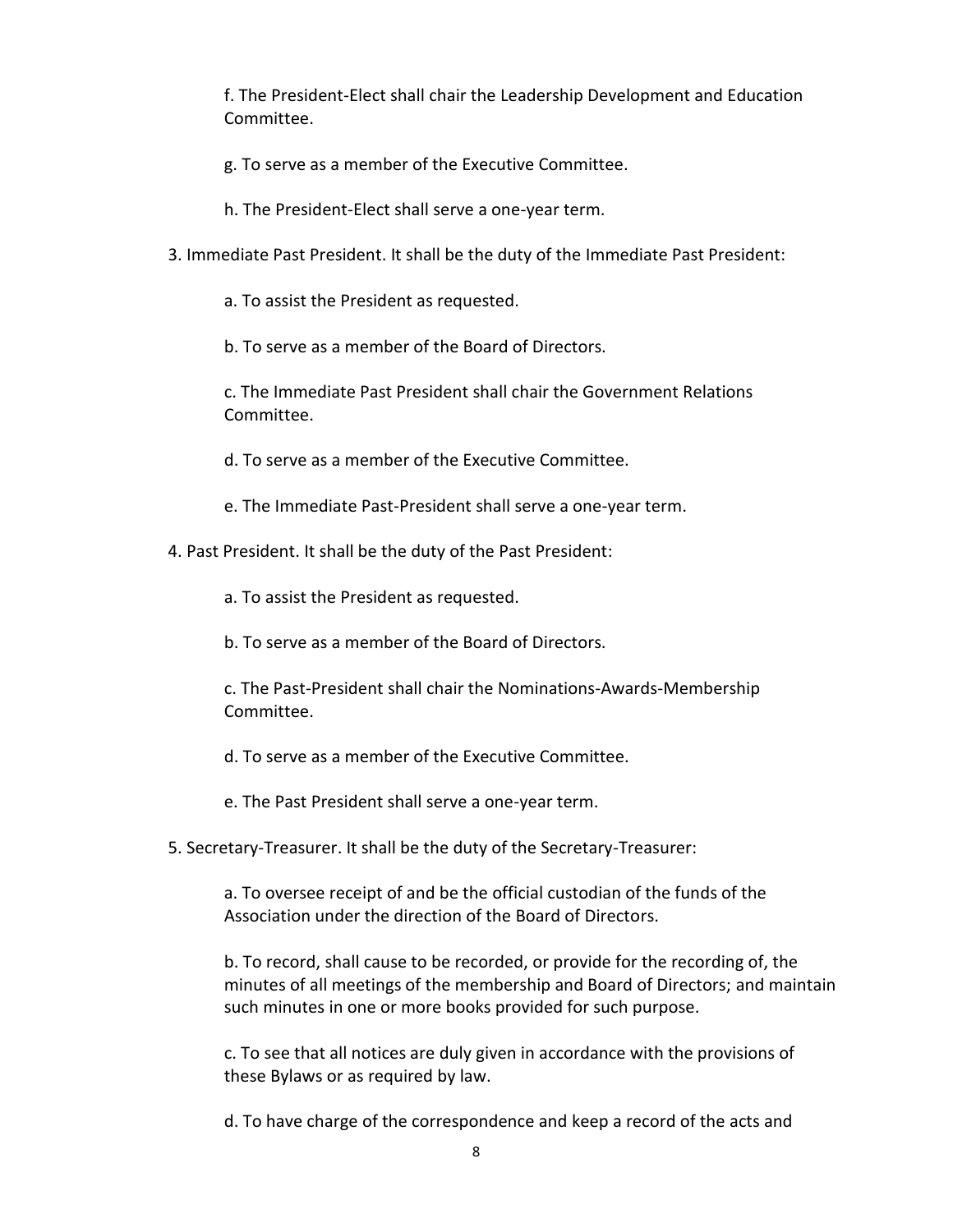f. The President-Elect shall chair the Leadership Development and Education Committee.

g. To serve as a member of the Executive Committee.

h. The President-Elect shall serve a one-year term.

3. Immediate Past President. It shall be the duty of the Immediate Past President:

   a. To assist the President as requested.

   b. To serve as a member of the Board of Directors.

   c. The Immediate Past President shall chair the Government Relations Committee.

   d. To serve as a member of the Executive Committee.

   e. The Immediate Past-President shall serve a one-year term.

4. Past President. It shall be the duty of the Past President:

   a. To assist the President as requested.

   b. To serve as a member of the Board of Directors.

   c. The Past-President shall chair the Nominations-Awards-Membership Committee.

   d. To serve as a member of the Executive Committee.

   e. The Past President shall serve a one-year term.

5. Secretary-Treasurer. It shall be the duty of the Secretary-Treasurer:

   a. To oversee receipt of and be the official custodian of the funds of the Association under the direction of the Board of Directors.

   b. To record, shall cause to be recorded, or provide for the recording of, the minutes of all meetings of the membership and Board of Directors; and maintain such minutes in one or more books provided for such purpose.

   c. To see that all notices are duly given in accordance with the provisions of these Bylaws or as required by law.

   d. To have charge of the correspondence and keep a record of the acts and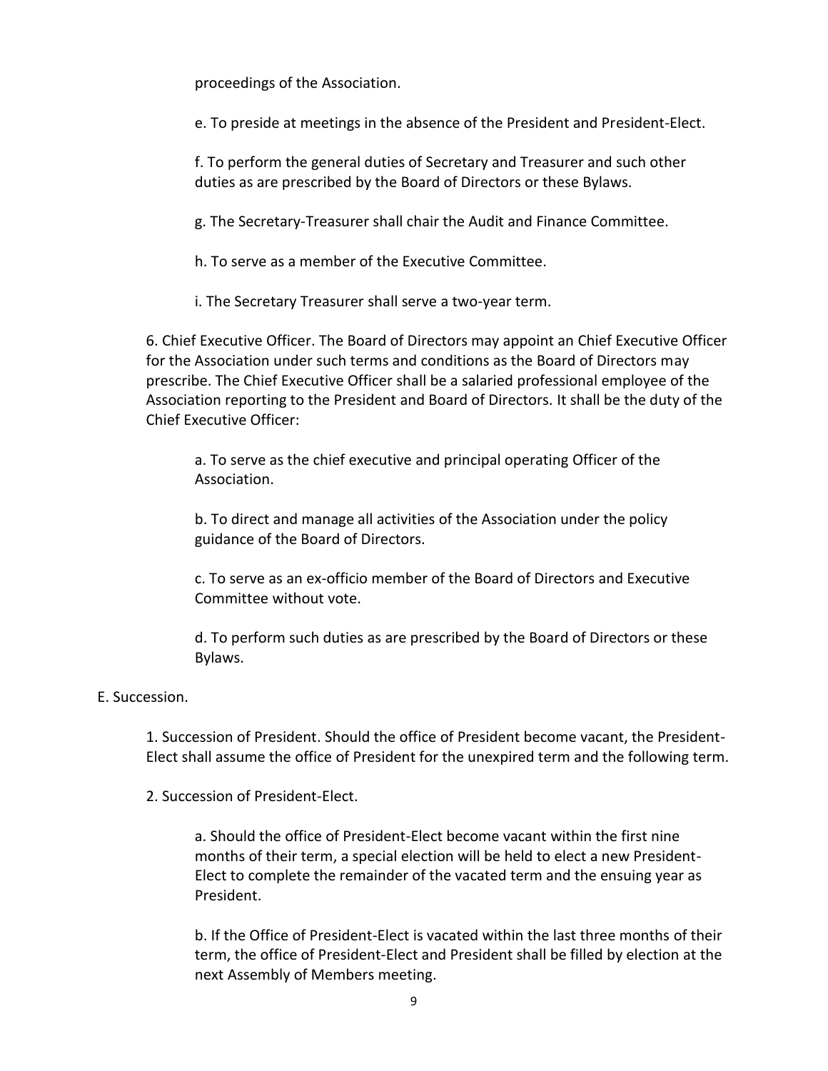proceedings of the Association.

e. To preside at meetings in the absence of the President and President-Elect.

f. To perform the general duties of Secretary and Treasurer and such other duties as are prescribed by the Board of Directors or these Bylaws.

g. The Secretary-Treasurer shall chair the Audit and Finance Committee.

h. To serve as a member of the Executive Committee.

i. The Secretary Treasurer shall serve a two-year term.

6. Chief Executive Officer. The Board of Directors may appoint an Chief Executive Officer for the Association under such terms and conditions as the Board of Directors may prescribe. The Chief Executive Officer shall be a salaried professional employee of the Association reporting to the President and Board of Directors. It shall be the duty of the Chief Executive Officer:

a. To serve as the chief executive and principal operating Officer of the Association.

b. To direct and manage all activities of the Association under the policy guidance of the Board of Directors.

c. To serve as an ex-officio member of the Board of Directors and Executive Committee without vote.

d. To perform such duties as are prescribed by the Board of Directors or these Bylaws.

E. Succession.

1. Succession of President. Should the office of President become vacant, the President-Elect shall assume the office of President for the unexpired term and the following term.

2. Succession of President-Elect.

a. Should the office of President-Elect become vacant within the first nine months of their term, a special election will be held to elect a new President-Elect to complete the remainder of the vacated term and the ensuing year as President.

b. If the Office of President-Elect is vacated within the last three months of their term, the office of President-Elect and President shall be filled by election at the next Assembly of Members meeting.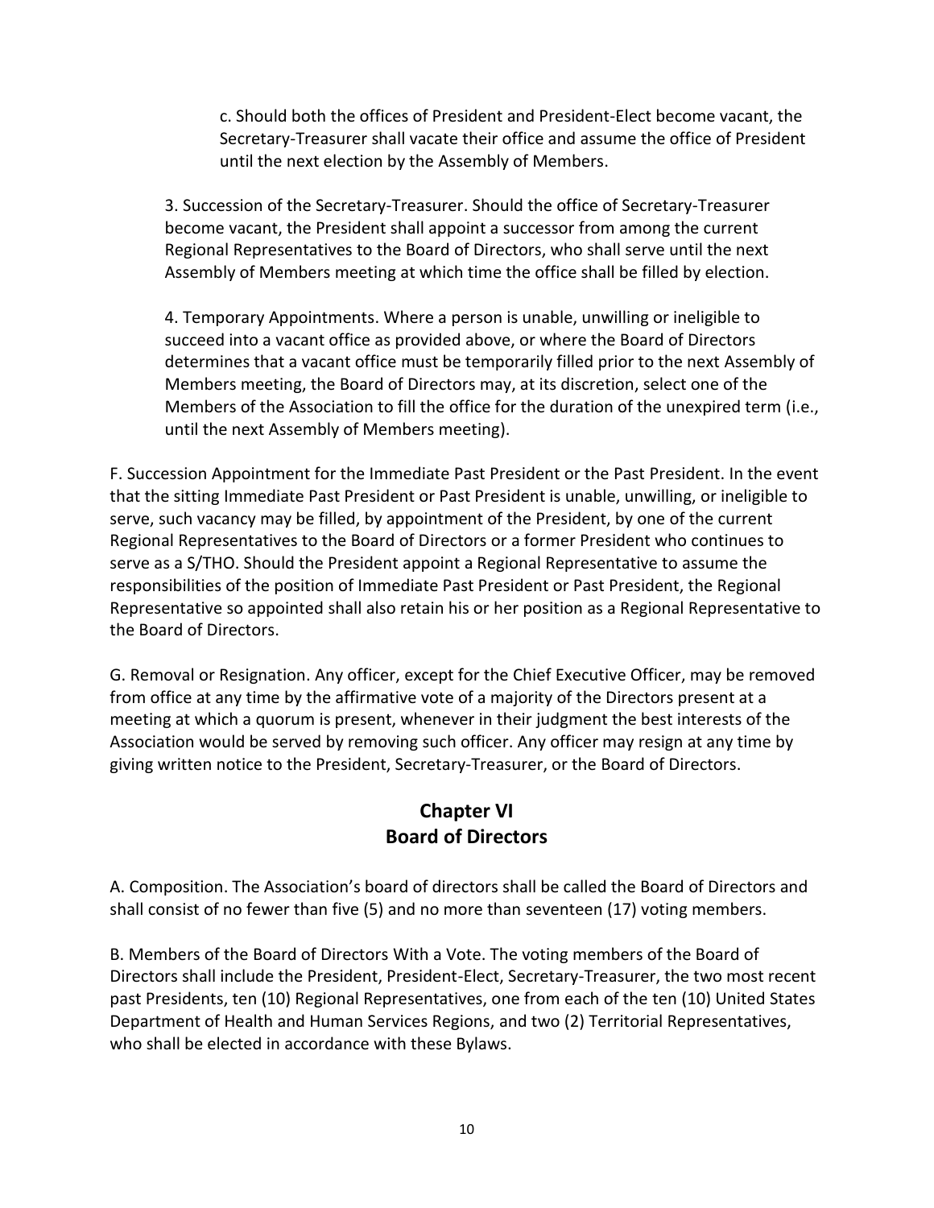c. Should both the offices of President and President-Elect become vacant, the Secretary-Treasurer shall vacate their office and assume the office of President until the next election by the Assembly of Members.

3. Succession of the Secretary-Treasurer. Should the office of Secretary-Treasurer become vacant, the President shall appoint a successor from among the current Regional Representatives to the Board of Directors, who shall serve until the next Assembly of Members meeting at which time the office shall be filled by election.

4. Temporary Appointments. Where a person is unable, unwilling or ineligible to succeed into a vacant office as provided above, or where the Board of Directors determines that a vacant office must be temporarily filled prior to the next Assembly of Members meeting, the Board of Directors may, at its discretion, select one of the Members of the Association to fill the office for the duration of the unexpired term (i.e., until the next Assembly of Members meeting).

F. Succession Appointment for the Immediate Past President or the Past President. In the event that the sitting Immediate Past President or Past President is unable, unwilling, or ineligible to serve, such vacancy may be filled, by appointment of the President, by one of the current Regional Representatives to the Board of Directors or a former President who continues to serve as a S/THO. Should the President appoint a Regional Representative to assume the responsibilities of the position of Immediate Past President or Past President, the Regional Representative so appointed shall also retain his or her position as a Regional Representative to the Board of Directors.

G. Removal or Resignation. Any officer, except for the Chief Executive Officer, may be removed from office at any time by the affirmative vote of a majority of the Directors present at a meeting at which a quorum is present, whenever in their judgment the best interests of the Association would be served by removing such officer. Any officer may resign at any time by giving written notice to the President, Secretary-Treasurer, or the Board of Directors.

## Chapter VI
## Board of Directors

A. Composition. The Association's board of directors shall be called the Board of Directors and shall consist of no fewer than five (5) and no more than seventeen (17) voting members.

B. Members of the Board of Directors With a Vote. The voting members of the Board of Directors shall include the President, President-Elect, Secretary-Treasurer, the two most recent past Presidents, ten (10) Regional Representatives, one from each of the ten (10) United States Department of Health and Human Services Regions, and two (2) Territorial Representatives, who shall be elected in accordance with these Bylaws.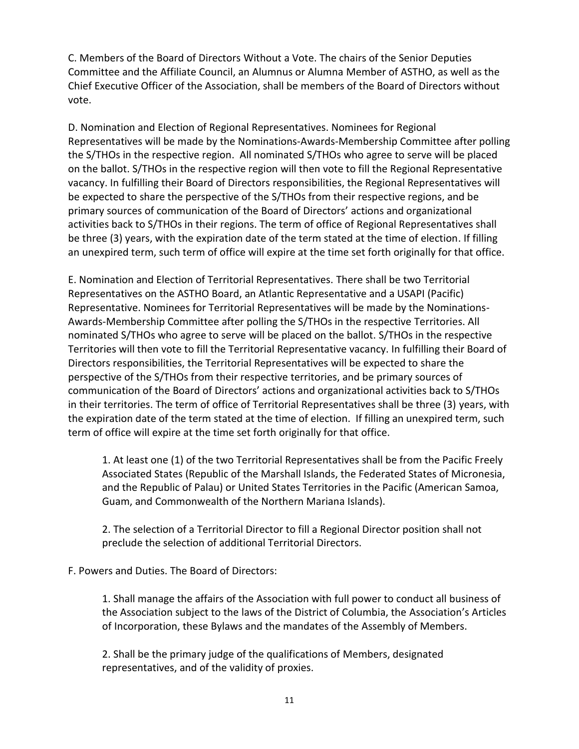C. Members of the Board of Directors Without a Vote. The chairs of the Senior Deputies Committee and the Affiliate Council, an Alumnus or Alumna Member of ASTHO, as well as the Chief Executive Officer of the Association, shall be members of the Board of Directors without vote.

D. Nomination and Election of Regional Representatives. Nominees for Regional Representatives will be made by the Nominations-Awards-Membership Committee after polling the S/THOs in the respective region. All nominated S/THOs who agree to serve will be placed on the ballot. S/THOs in the respective region will then vote to fill the Regional Representative vacancy. In fulfilling their Board of Directors responsibilities, the Regional Representatives will be expected to share the perspective of the S/THOs from their respective regions, and be primary sources of communication of the Board of Directors' actions and organizational activities back to S/THOs in their regions. The term of office of Regional Representatives shall be three (3) years, with the expiration date of the term stated at the time of election. If filling an unexpired term, such term of office will expire at the time set forth originally for that office.

E. Nomination and Election of Territorial Representatives. There shall be two Territorial Representatives on the ASTHO Board, an Atlantic Representative and a USAPI (Pacific) Representative. Nominees for Territorial Representatives will be made by the Nominations-Awards-Membership Committee after polling the S/THOs in the respective Territories. All nominated S/THOs who agree to serve will be placed on the ballot. S/THOs in the respective Territories will then vote to fill the Territorial Representative vacancy. In fulfilling their Board of Directors responsibilities, the Territorial Representatives will be expected to share the perspective of the S/THOs from their respective territories, and be primary sources of communication of the Board of Directors' actions and organizational activities back to S/THOs in their territories. The term of office of Territorial Representatives shall be three (3) years, with the expiration date of the term stated at the time of election. If filling an unexpired term, such term of office will expire at the time set forth originally for that office.

1. At least one (1) of the two Territorial Representatives shall be from the Pacific Freely Associated States (Republic of the Marshall Islands, the Federated States of Micronesia, and the Republic of Palau) or United States Territories in the Pacific (American Samoa, Guam, and Commonwealth of the Northern Mariana Islands).

2. The selection of a Territorial Director to fill a Regional Director position shall not preclude the selection of additional Territorial Directors.

F. Powers and Duties. The Board of Directors:

1. Shall manage the affairs of the Association with full power to conduct all business of the Association subject to the laws of the District of Columbia, the Association's Articles of Incorporation, these Bylaws and the mandates of the Assembly of Members.

2. Shall be the primary judge of the qualifications of Members, designated representatives, and of the validity of proxies.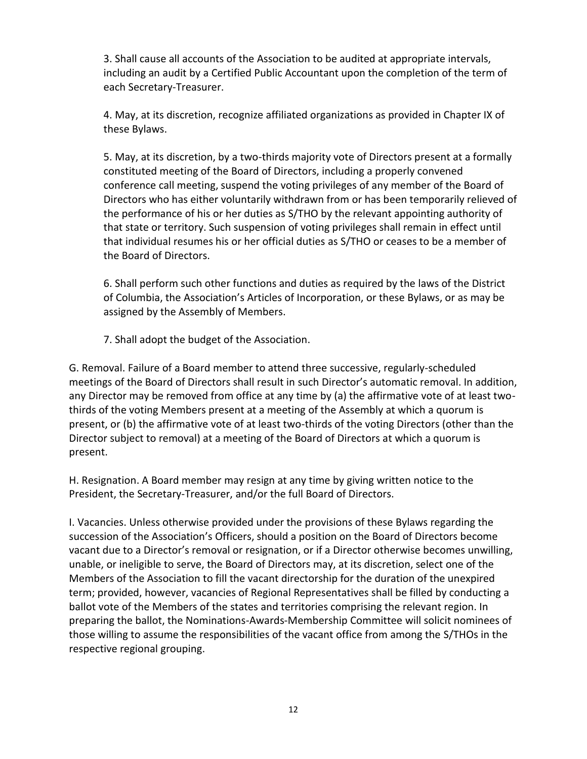3. Shall cause all accounts of the Association to be audited at appropriate intervals, including an audit by a Certified Public Accountant upon the completion of the term of each Secretary-Treasurer.

4. May, at its discretion, recognize affiliated organizations as provided in Chapter IX of these Bylaws.

5. May, at its discretion, by a two-thirds majority vote of Directors present at a formally constituted meeting of the Board of Directors, including a properly convened conference call meeting, suspend the voting privileges of any member of the Board of Directors who has either voluntarily withdrawn from or has been temporarily relieved of the performance of his or her duties as S/THO by the relevant appointing authority of that state or territory. Such suspension of voting privileges shall remain in effect until that individual resumes his or her official duties as S/THO or ceases to be a member of the Board of Directors.

6. Shall perform such other functions and duties as required by the laws of the District of Columbia, the Association's Articles of Incorporation, or these Bylaws, or as may be assigned by the Assembly of Members.

7. Shall adopt the budget of the Association.

G. Removal. Failure of a Board member to attend three successive, regularly-scheduled meetings of the Board of Directors shall result in such Director's automatic removal. In addition, any Director may be removed from office at any time by (a) the affirmative vote of at least two-thirds of the voting Members present at a meeting of the Assembly at which a quorum is present, or (b) the affirmative vote of at least two-thirds of the voting Directors (other than the Director subject to removal) at a meeting of the Board of Directors at which a quorum is present.

H. Resignation. A Board member may resign at any time by giving written notice to the President, the Secretary-Treasurer, and/or the full Board of Directors.

I. Vacancies. Unless otherwise provided under the provisions of these Bylaws regarding the succession of the Association's Officers, should a position on the Board of Directors become vacant due to a Director's removal or resignation, or if a Director otherwise becomes unwilling, unable, or ineligible to serve, the Board of Directors may, at its discretion, select one of the Members of the Association to fill the vacant directorship for the duration of the unexpired term; provided, however, vacancies of Regional Representatives shall be filled by conducting a ballot vote of the Members of the states and territories comprising the relevant region. In preparing the ballot, the Nominations-Awards-Membership Committee will solicit nominees of those willing to assume the responsibilities of the vacant office from among the S/THOs in the respective regional grouping.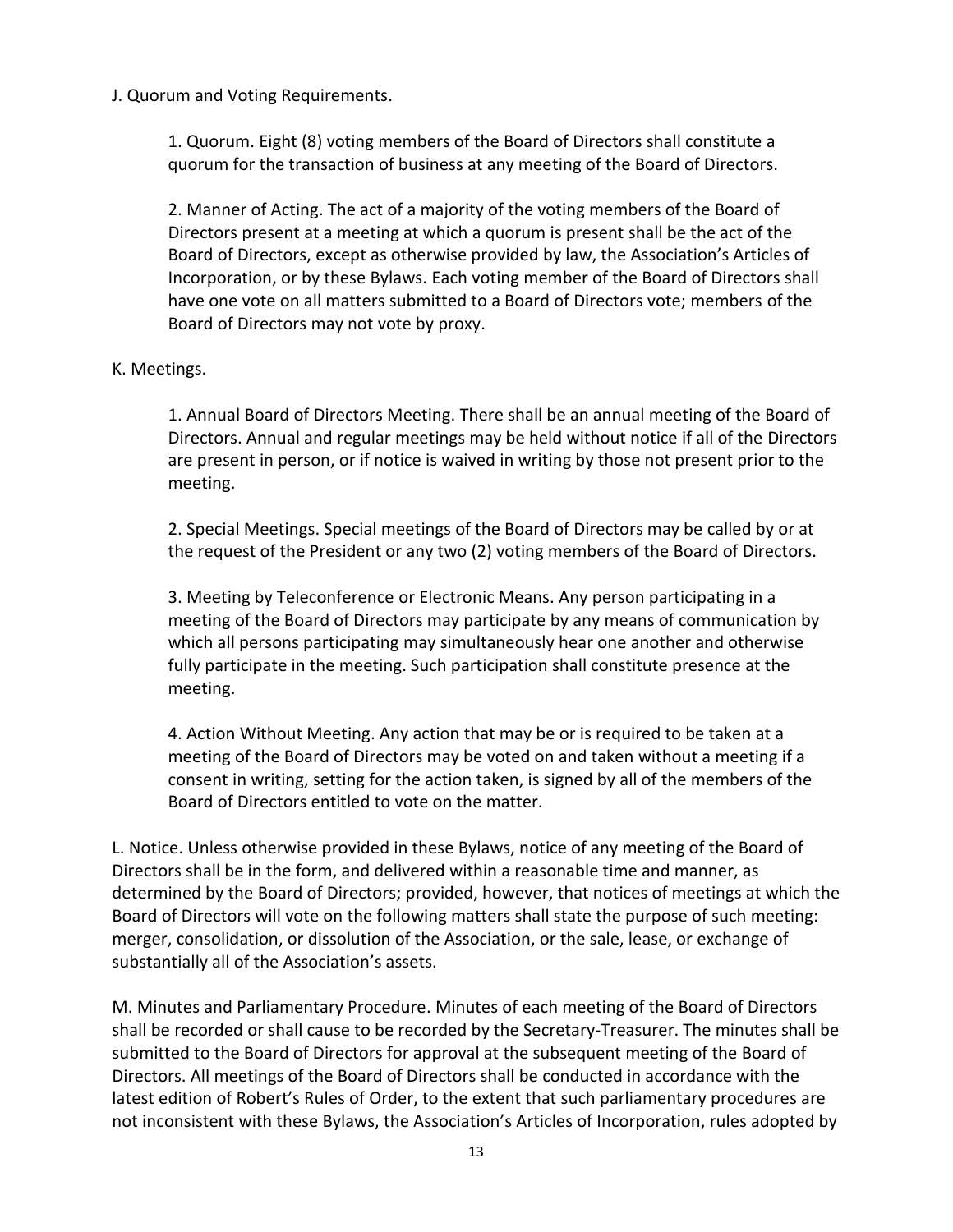J. Quorum and Voting Requirements.

1. Quorum. Eight (8) voting members of the Board of Directors shall constitute a quorum for the transaction of business at any meeting of the Board of Directors.

2. Manner of Acting. The act of a majority of the voting members of the Board of Directors present at a meeting at which a quorum is present shall be the act of the Board of Directors, except as otherwise provided by law, the Association's Articles of Incorporation, or by these Bylaws. Each voting member of the Board of Directors shall have one vote on all matters submitted to a Board of Directors vote; members of the Board of Directors may not vote by proxy.

K. Meetings.

1. Annual Board of Directors Meeting. There shall be an annual meeting of the Board of Directors. Annual and regular meetings may be held without notice if all of the Directors are present in person, or if notice is waived in writing by those not present prior to the meeting.

2. Special Meetings. Special meetings of the Board of Directors may be called by or at the request of the President or any two (2) voting members of the Board of Directors.

3. Meeting by Teleconference or Electronic Means. Any person participating in a meeting of the Board of Directors may participate by any means of communication by which all persons participating may simultaneously hear one another and otherwise fully participate in the meeting. Such participation shall constitute presence at the meeting.

4. Action Without Meeting. Any action that may be or is required to be taken at a meeting of the Board of Directors may be voted on and taken without a meeting if a consent in writing, setting for the action taken, is signed by all of the members of the Board of Directors entitled to vote on the matter.

L. Notice. Unless otherwise provided in these Bylaws, notice of any meeting of the Board of Directors shall be in the form, and delivered within a reasonable time and manner, as determined by the Board of Directors; provided, however, that notices of meetings at which the Board of Directors will vote on the following matters shall state the purpose of such meeting: merger, consolidation, or dissolution of the Association, or the sale, lease, or exchange of substantially all of the Association's assets.

M. Minutes and Parliamentary Procedure. Minutes of each meeting of the Board of Directors shall be recorded or shall cause to be recorded by the Secretary-Treasurer. The minutes shall be submitted to the Board of Directors for approval at the subsequent meeting of the Board of Directors. All meetings of the Board of Directors shall be conducted in accordance with the latest edition of Robert's Rules of Order, to the extent that such parliamentary procedures are not inconsistent with these Bylaws, the Association's Articles of Incorporation, rules adopted by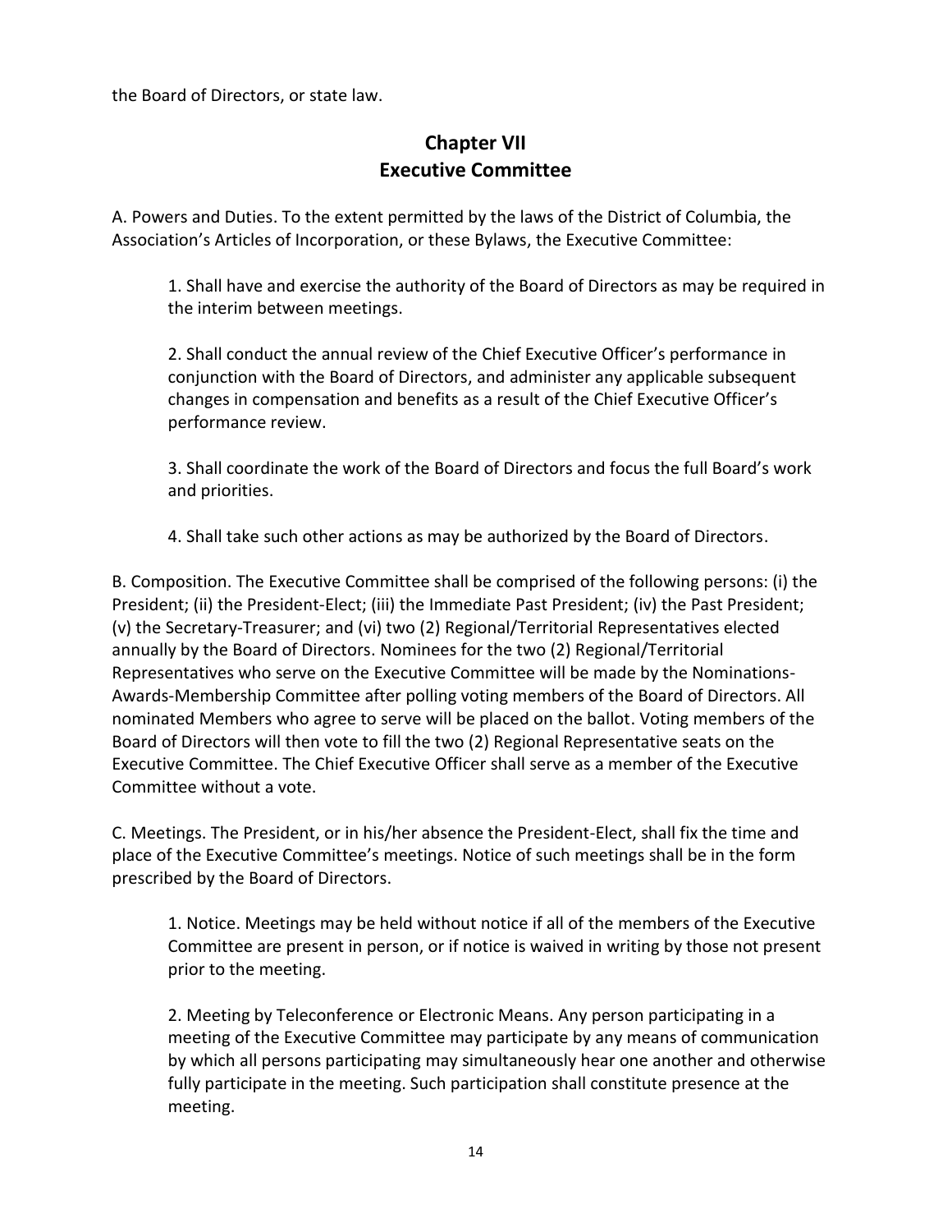the Board of Directors, or state law.

## Chapter VII
## Executive Committee

A. Powers and Duties. To the extent permitted by the laws of the District of Columbia, the Association's Articles of Incorporation, or these Bylaws, the Executive Committee:

1. Shall have and exercise the authority of the Board of Directors as may be required in the interim between meetings.

2. Shall conduct the annual review of the Chief Executive Officer's performance in conjunction with the Board of Directors, and administer any applicable subsequent changes in compensation and benefits as a result of the Chief Executive Officer's performance review.

3. Shall coordinate the work of the Board of Directors and focus the full Board's work and priorities.

4. Shall take such other actions as may be authorized by the Board of Directors.

B. Composition. The Executive Committee shall be comprised of the following persons: (i) the President; (ii) the President-Elect; (iii) the Immediate Past President; (iv) the Past President; (v) the Secretary-Treasurer; and (vi) two (2) Regional/Territorial Representatives elected annually by the Board of Directors. Nominees for the two (2) Regional/Territorial Representatives who serve on the Executive Committee will be made by the Nominations-Awards-Membership Committee after polling voting members of the Board of Directors. All nominated Members who agree to serve will be placed on the ballot. Voting members of the Board of Directors will then vote to fill the two (2) Regional Representative seats on the Executive Committee. The Chief Executive Officer shall serve as a member of the Executive Committee without a vote.

C. Meetings. The President, or in his/her absence the President-Elect, shall fix the time and place of the Executive Committee's meetings. Notice of such meetings shall be in the form prescribed by the Board of Directors.

1. Notice. Meetings may be held without notice if all of the members of the Executive Committee are present in person, or if notice is waived in writing by those not present prior to the meeting.

2. Meeting by Teleconference or Electronic Means. Any person participating in a meeting of the Executive Committee may participate by any means of communication by which all persons participating may simultaneously hear one another and otherwise fully participate in the meeting. Such participation shall constitute presence at the meeting.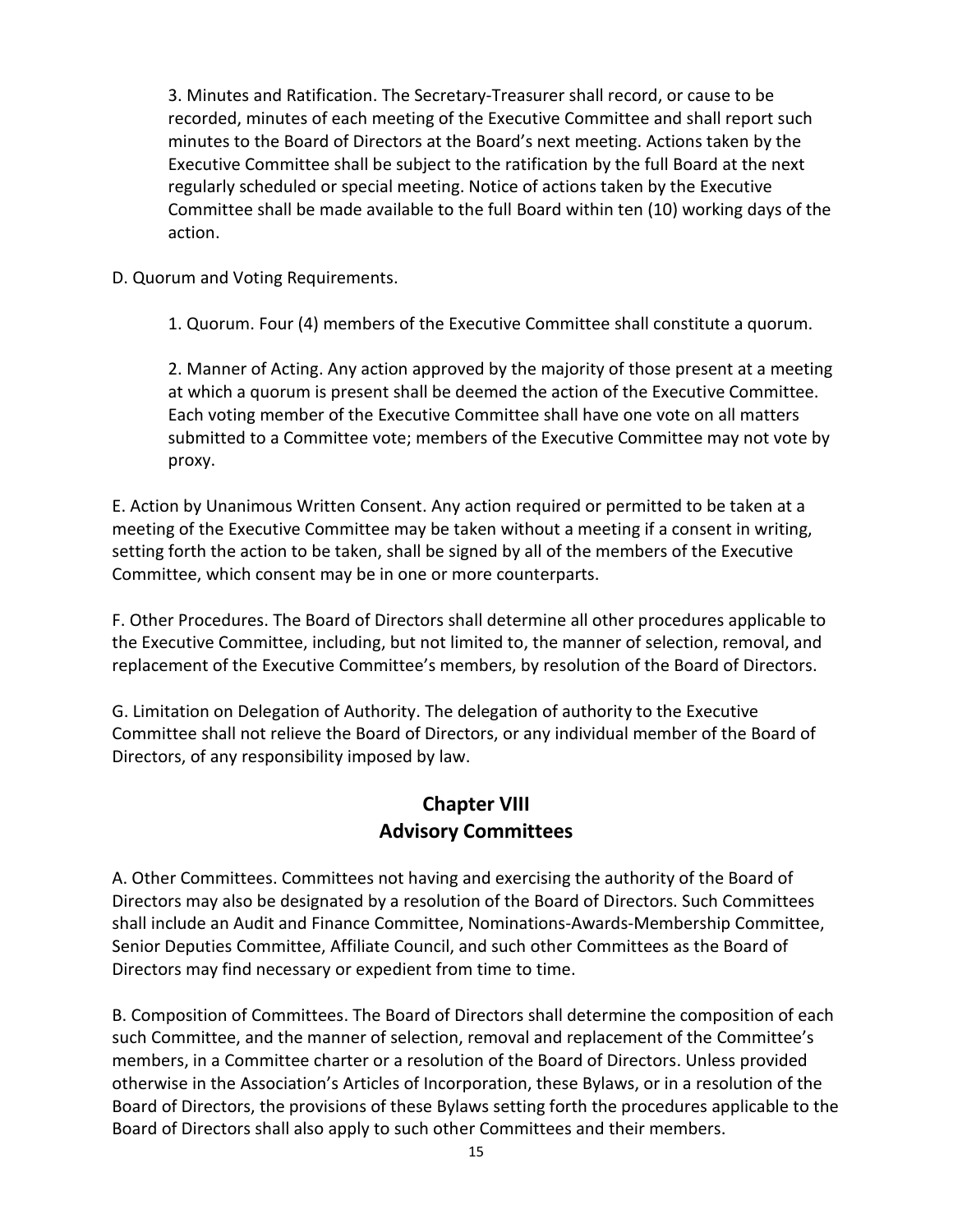3. Minutes and Ratification. The Secretary-Treasurer shall record, or cause to be recorded, minutes of each meeting of the Executive Committee and shall report such minutes to the Board of Directors at the Board's next meeting. Actions taken by the Executive Committee shall be subject to the ratification by the full Board at the next regularly scheduled or special meeting. Notice of actions taken by the Executive Committee shall be made available to the full Board within ten (10) working days of the action.

D. Quorum and Voting Requirements.

1. Quorum. Four (4) members of the Executive Committee shall constitute a quorum.

2. Manner of Acting. Any action approved by the majority of those present at a meeting at which a quorum is present shall be deemed the action of the Executive Committee. Each voting member of the Executive Committee shall have one vote on all matters submitted to a Committee vote; members of the Executive Committee may not vote by proxy.

E. Action by Unanimous Written Consent. Any action required or permitted to be taken at a meeting of the Executive Committee may be taken without a meeting if a consent in writing, setting forth the action to be taken, shall be signed by all of the members of the Executive Committee, which consent may be in one or more counterparts.

F. Other Procedures. The Board of Directors shall determine all other procedures applicable to the Executive Committee, including, but not limited to, the manner of selection, removal, and replacement of the Executive Committee's members, by resolution of the Board of Directors.

G. Limitation on Delegation of Authority. The delegation of authority to the Executive Committee shall not relieve the Board of Directors, or any individual member of the Board of Directors, of any responsibility imposed by law.

## Chapter VIII
## Advisory Committees

A. Other Committees. Committees not having and exercising the authority of the Board of Directors may also be designated by a resolution of the Board of Directors. Such Committees shall include an Audit and Finance Committee, Nominations-Awards-Membership Committee, Senior Deputies Committee, Affiliate Council, and such other Committees as the Board of Directors may find necessary or expedient from time to time.

B. Composition of Committees. The Board of Directors shall determine the composition of each such Committee, and the manner of selection, removal and replacement of the Committee's members, in a Committee charter or a resolution of the Board of Directors. Unless provided otherwise in the Association's Articles of Incorporation, these Bylaws, or in a resolution of the Board of Directors, the provisions of these Bylaws setting forth the procedures applicable to the Board of Directors shall also apply to such other Committees and their members.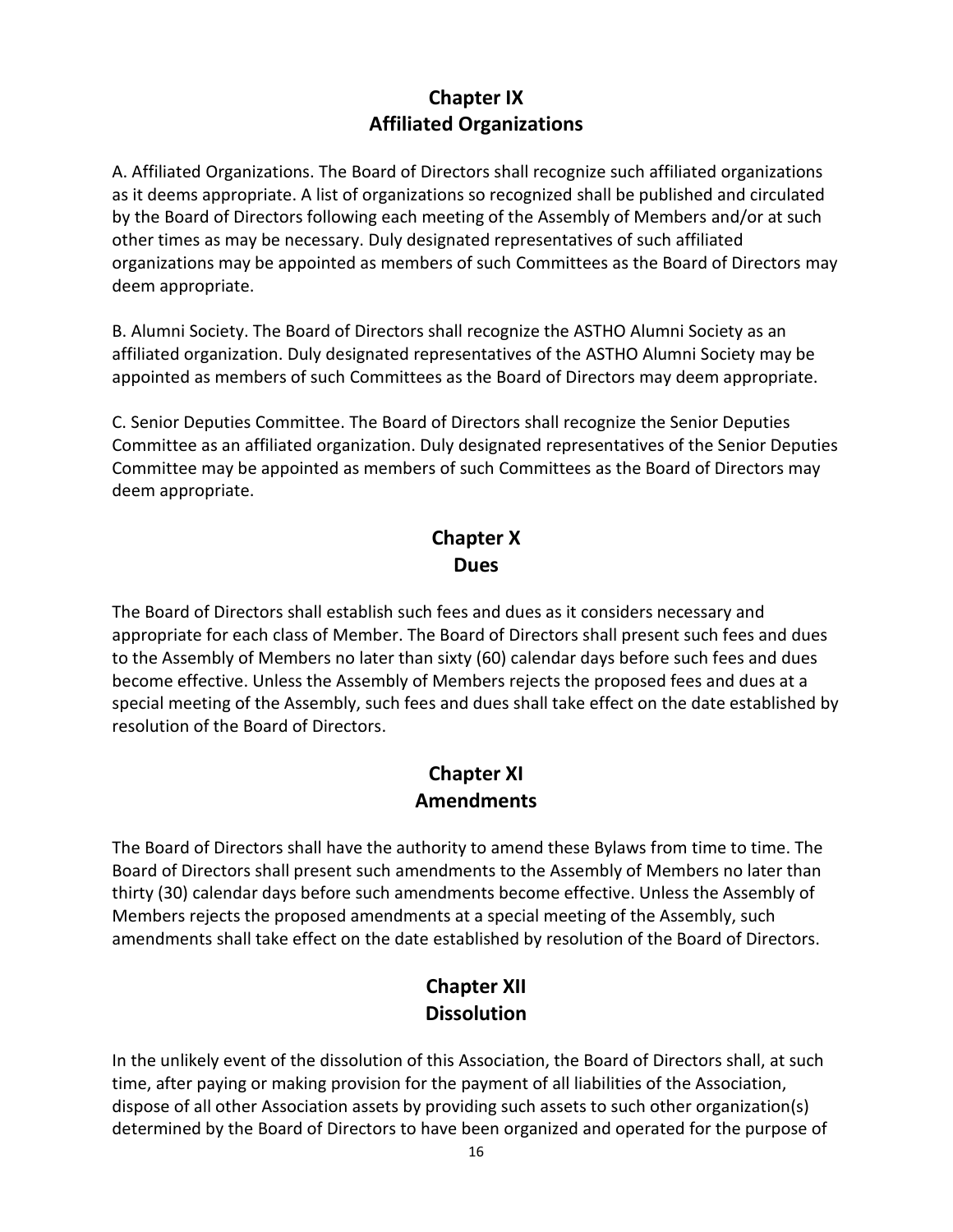## Chapter IX
## Affiliated Organizations

A. Affiliated Organizations. The Board of Directors shall recognize such affiliated organizations as it deems appropriate. A list of organizations so recognized shall be published and circulated by the Board of Directors following each meeting of the Assembly of Members and/or at such other times as may be necessary. Duly designated representatives of such affiliated organizations may be appointed as members of such Committees as the Board of Directors may deem appropriate.

B. Alumni Society. The Board of Directors shall recognize the ASTHO Alumni Society as an affiliated organization. Duly designated representatives of the ASTHO Alumni Society may be appointed as members of such Committees as the Board of Directors may deem appropriate.

C. Senior Deputies Committee. The Board of Directors shall recognize the Senior Deputies Committee as an affiliated organization. Duly designated representatives of the Senior Deputies Committee may be appointed as members of such Committees as the Board of Directors may deem appropriate.

## Chapter X
## Dues

The Board of Directors shall establish such fees and dues as it considers necessary and appropriate for each class of Member. The Board of Directors shall present such fees and dues to the Assembly of Members no later than sixty (60) calendar days before such fees and dues become effective. Unless the Assembly of Members rejects the proposed fees and dues at a special meeting of the Assembly, such fees and dues shall take effect on the date established by resolution of the Board of Directors.

## Chapter XI
## Amendments

The Board of Directors shall have the authority to amend these Bylaws from time to time. The Board of Directors shall present such amendments to the Assembly of Members no later than thirty (30) calendar days before such amendments become effective. Unless the Assembly of Members rejects the proposed amendments at a special meeting of the Assembly, such amendments shall take effect on the date established by resolution of the Board of Directors.

## Chapter XII
## Dissolution

In the unlikely event of the dissolution of this Association, the Board of Directors shall, at such time, after paying or making provision for the payment of all liabilities of the Association, dispose of all other Association assets by providing such assets to such other organization(s) determined by the Board of Directors to have been organized and operated for the purpose of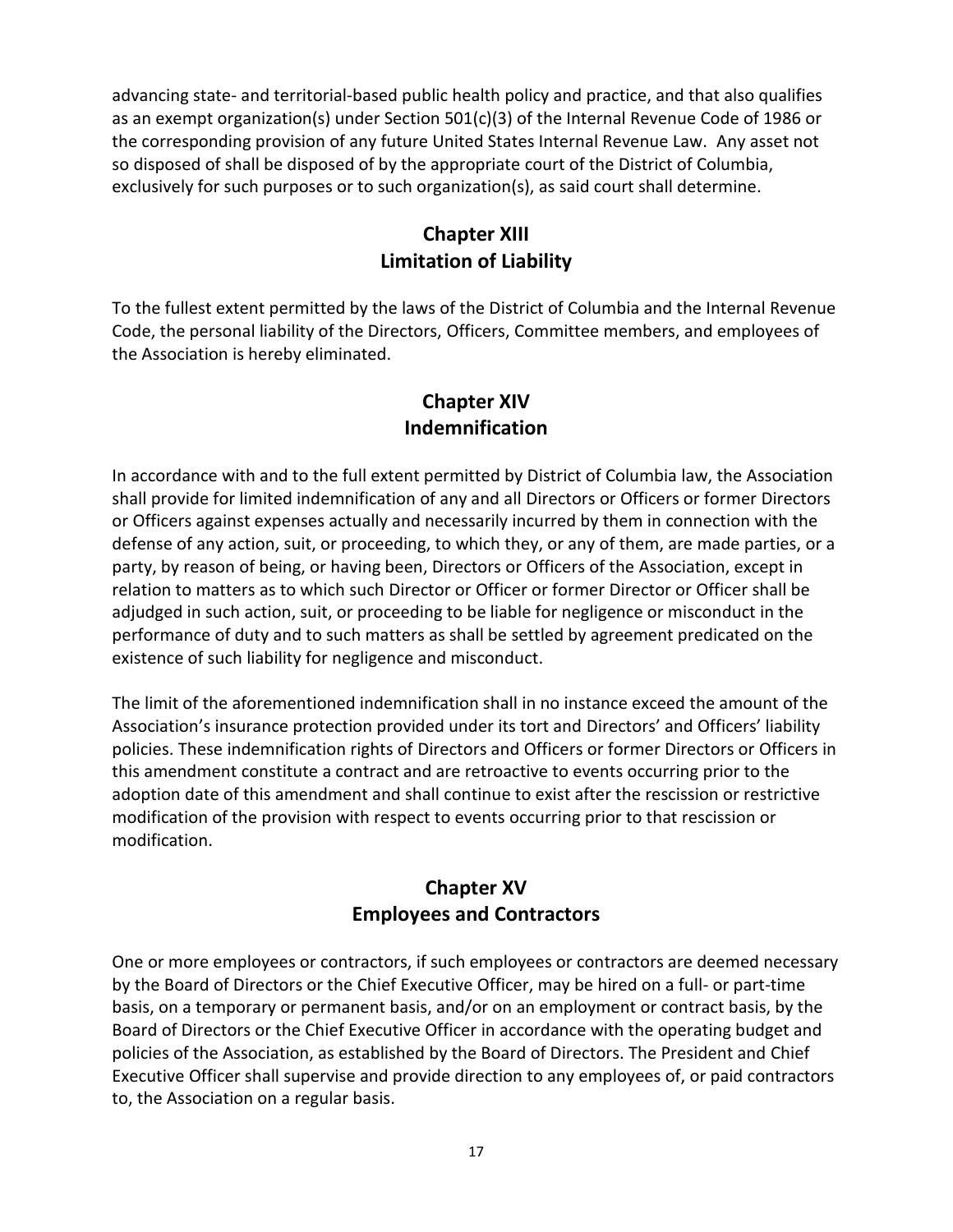advancing state- and territorial-based public health policy and practice, and that also qualifies as an exempt organization(s) under Section 501(c)(3) of the Internal Revenue Code of 1986 or the corresponding provision of any future United States Internal Revenue Law. Any asset not so disposed of shall be disposed of by the appropriate court of the District of Columbia, exclusively for such purposes or to such organization(s), as said court shall determine.

## Chapter XIII
## Limitation of Liability

To the fullest extent permitted by the laws of the District of Columbia and the Internal Revenue Code, the personal liability of the Directors, Officers, Committee members, and employees of the Association is hereby eliminated.

## Chapter XIV
## Indemnification

In accordance with and to the full extent permitted by District of Columbia law, the Association shall provide for limited indemnification of any and all Directors or Officers or former Directors or Officers against expenses actually and necessarily incurred by them in connection with the defense of any action, suit, or proceeding, to which they, or any of them, are made parties, or a party, by reason of being, or having been, Directors or Officers of the Association, except in relation to matters as to which such Director or Officer or former Director or Officer shall be adjudged in such action, suit, or proceeding to be liable for negligence or misconduct in the performance of duty and to such matters as shall be settled by agreement predicated on the existence of such liability for negligence and misconduct.

The limit of the aforementioned indemnification shall in no instance exceed the amount of the Association's insurance protection provided under its tort and Directors' and Officers' liability policies. These indemnification rights of Directors and Officers or former Directors or Officers in this amendment constitute a contract and are retroactive to events occurring prior to the adoption date of this amendment and shall continue to exist after the rescission or restrictive modification of the provision with respect to events occurring prior to that rescission or modification.

## Chapter XV
## Employees and Contractors

One or more employees or contractors, if such employees or contractors are deemed necessary by the Board of Directors or the Chief Executive Officer, may be hired on a full- or part-time basis, on a temporary or permanent basis, and/or on an employment or contract basis, by the Board of Directors or the Chief Executive Officer in accordance with the operating budget and policies of the Association, as established by the Board of Directors. The President and Chief Executive Officer shall supervise and provide direction to any employees of, or paid contractors to, the Association on a regular basis.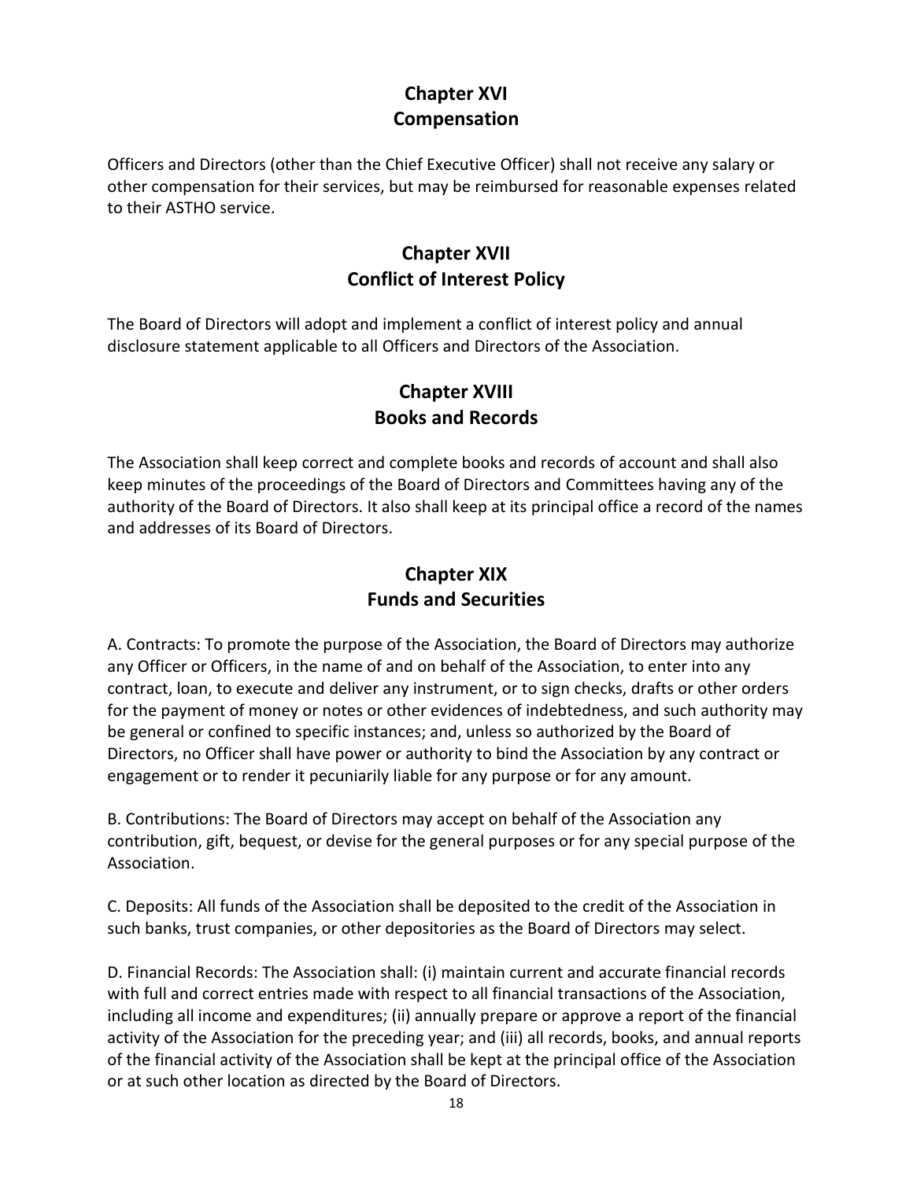## Chapter XVI
## Compensation

Officers and Directors (other than the Chief Executive Officer) shall not receive any salary or other compensation for their services, but may be reimbursed for reasonable expenses related to their ASTHO service.

## Chapter XVII
## Conflict of Interest Policy

The Board of Directors will adopt and implement a conflict of interest policy and annual disclosure statement applicable to all Officers and Directors of the Association.

## Chapter XVIII
## Books and Records

The Association shall keep correct and complete books and records of account and shall also keep minutes of the proceedings of the Board of Directors and Committees having any of the authority of the Board of Directors. It also shall keep at its principal office a record of the names and addresses of its Board of Directors.

## Chapter XIX
## Funds and Securities

A. Contracts: To promote the purpose of the Association, the Board of Directors may authorize any Officer or Officers, in the name of and on behalf of the Association, to enter into any contract, loan, to execute and deliver any instrument, or to sign checks, drafts or other orders for the payment of money or notes or other evidences of indebtedness, and such authority may be general or confined to specific instances; and, unless so authorized by the Board of Directors, no Officer shall have power or authority to bind the Association by any contract or engagement or to render it pecuniarily liable for any purpose or for any amount.

B. Contributions: The Board of Directors may accept on behalf of the Association any contribution, gift, bequest, or devise for the general purposes or for any special purpose of the Association.

C. Deposits: All funds of the Association shall be deposited to the credit of the Association in such banks, trust companies, or other depositories as the Board of Directors may select.

D. Financial Records: The Association shall: (i) maintain current and accurate financial records with full and correct entries made with respect to all financial transactions of the Association, including all income and expenditures; (ii) annually prepare or approve a report of the financial activity of the Association for the preceding year; and (iii) all records, books, and annual reports of the financial activity of the Association shall be kept at the principal office of the Association or at such other location as directed by the Board of Directors.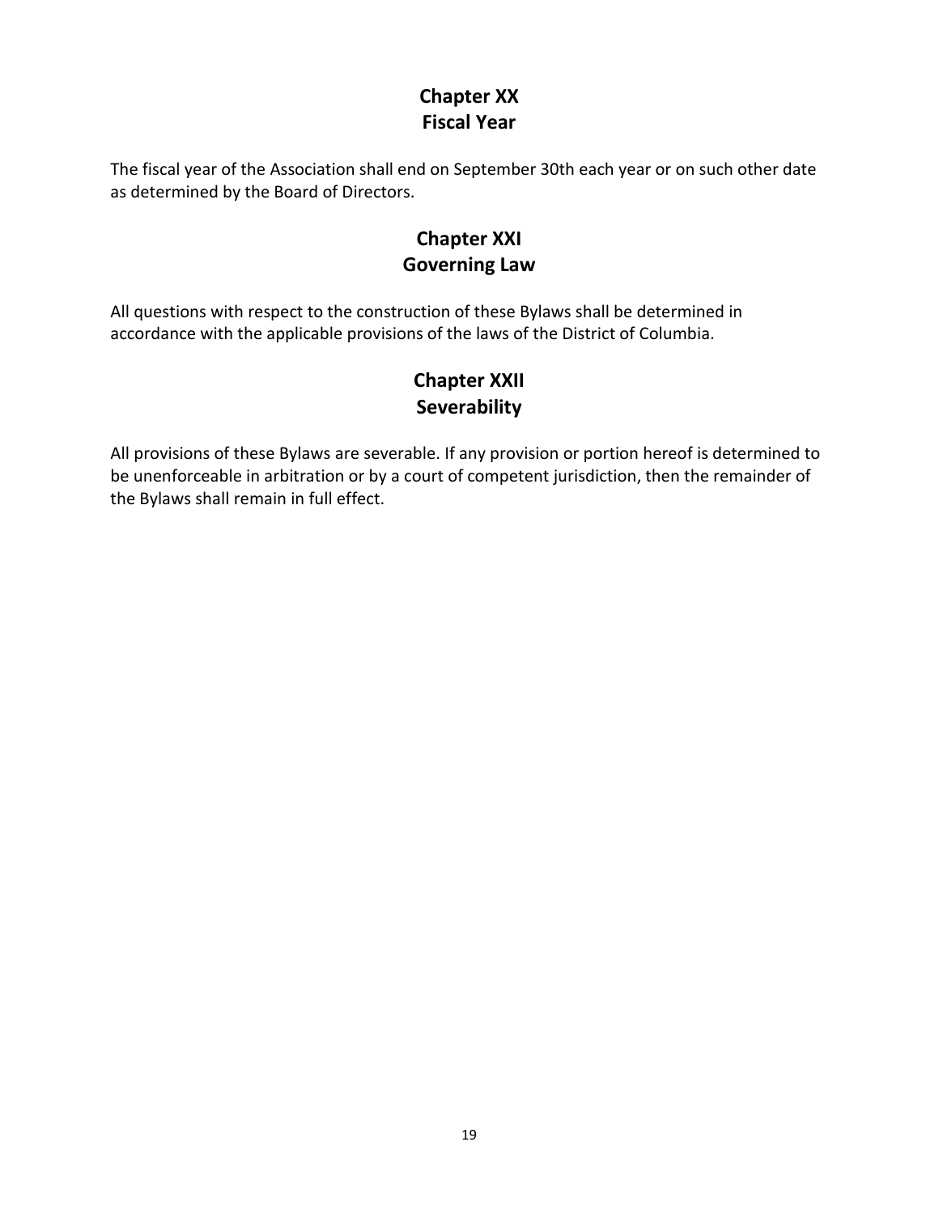## Chapter XX
## Fiscal Year

The fiscal year of the Association shall end on September 30th each year or on such other date as determined by the Board of Directors.

## Chapter XXI
## Governing Law

All questions with respect to the construction of these Bylaws shall be determined in accordance with the applicable provisions of the laws of the District of Columbia.

## Chapter XXII
## Severability

All provisions of these Bylaws are severable. If any provision or portion hereof is determined to be unenforceable in arbitration or by a court of competent jurisdiction, then the remainder of the Bylaws shall remain in full effect.